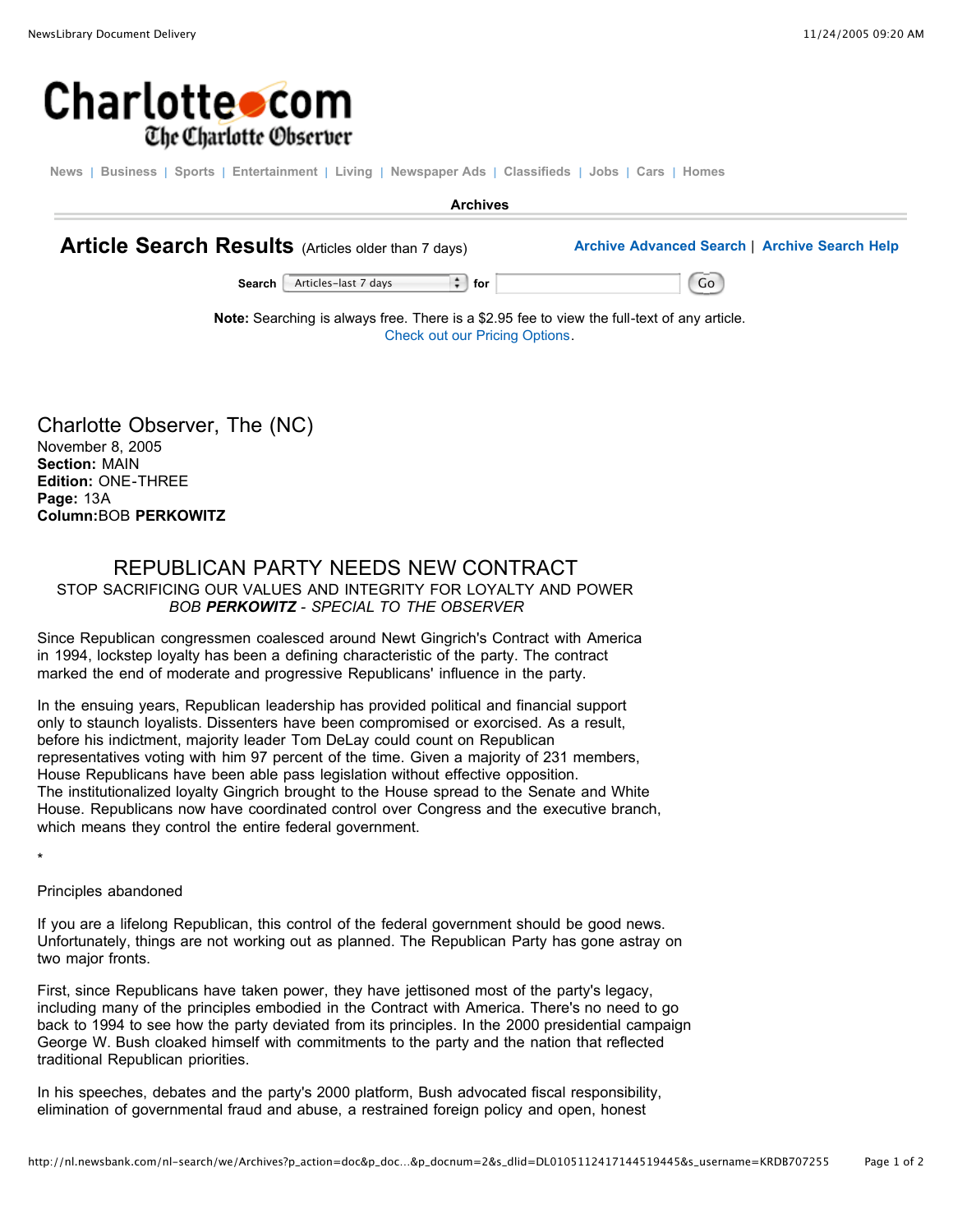Charlotte.com
The Charlotte Observer

News | Business | Sports | Entertainment | Living | Newspaper Ads | Classifieds | Jobs | Cars | Homes

Archives

## Article Search Results (Articles older than 7 days)

Archive Advanced Search | Archive Search Help

Search Articles-last 7 days for Go

**Note:** Searching is always free. There is a $2.95 fee to view the full-text of any article.
Check out our Pricing Options.

Charlotte Observer, The (NC)
November 8, 2005
**Section:** MAIN
**Edition:** ONE-THREE
**Page:** 13A
**Column:** BOB **PERKOWITZ**

# REPUBLICAN PARTY NEEDS NEW CONTRACT

STOP SACRIFICING OUR VALUES AND INTEGRITY FOR LOYALTY AND POWER

*BOB **PERKOWITZ** - SPECIAL TO THE OBSERVER*

Since Republican congressmen coalesced around Newt Gingrich's Contract with America in 1994, lockstep loyalty has been a defining characteristic of the party. The contract marked the end of moderate and progressive Republicans' influence in the party.

In the ensuing years, Republican leadership has provided political and financial support only to staunch loyalists. Dissenters have been compromised or exorcised. As a result, before his indictment, majority leader Tom DeLay could count on Republican representatives voting with him 97 percent of the time. Given a majority of 231 members, House Republicans have been able pass legislation without effective opposition.
The institutionalized loyalty Gingrich brought to the House spread to the Senate and White House. Republicans now have coordinated control over Congress and the executive branch, which means they control the entire federal government.

*

Principles abandoned

If you are a lifelong Republican, this control of the federal government should be good news. Unfortunately, things are not working out as planned. The Republican Party has gone astray on two major fronts.

First, since Republicans have taken power, they have jettisoned most of the party's legacy, including many of the principles embodied in the Contract with America. There's no need to go back to 1994 to see how the party deviated from its principles. In the 2000 presidential campaign George W. Bush cloaked himself with commitments to the party and the nation that reflected traditional Republican priorities.

In his speeches, debates and the party's 2000 platform, Bush advocated fiscal responsibility, elimination of governmental fraud and abuse, a restrained foreign policy and open, honest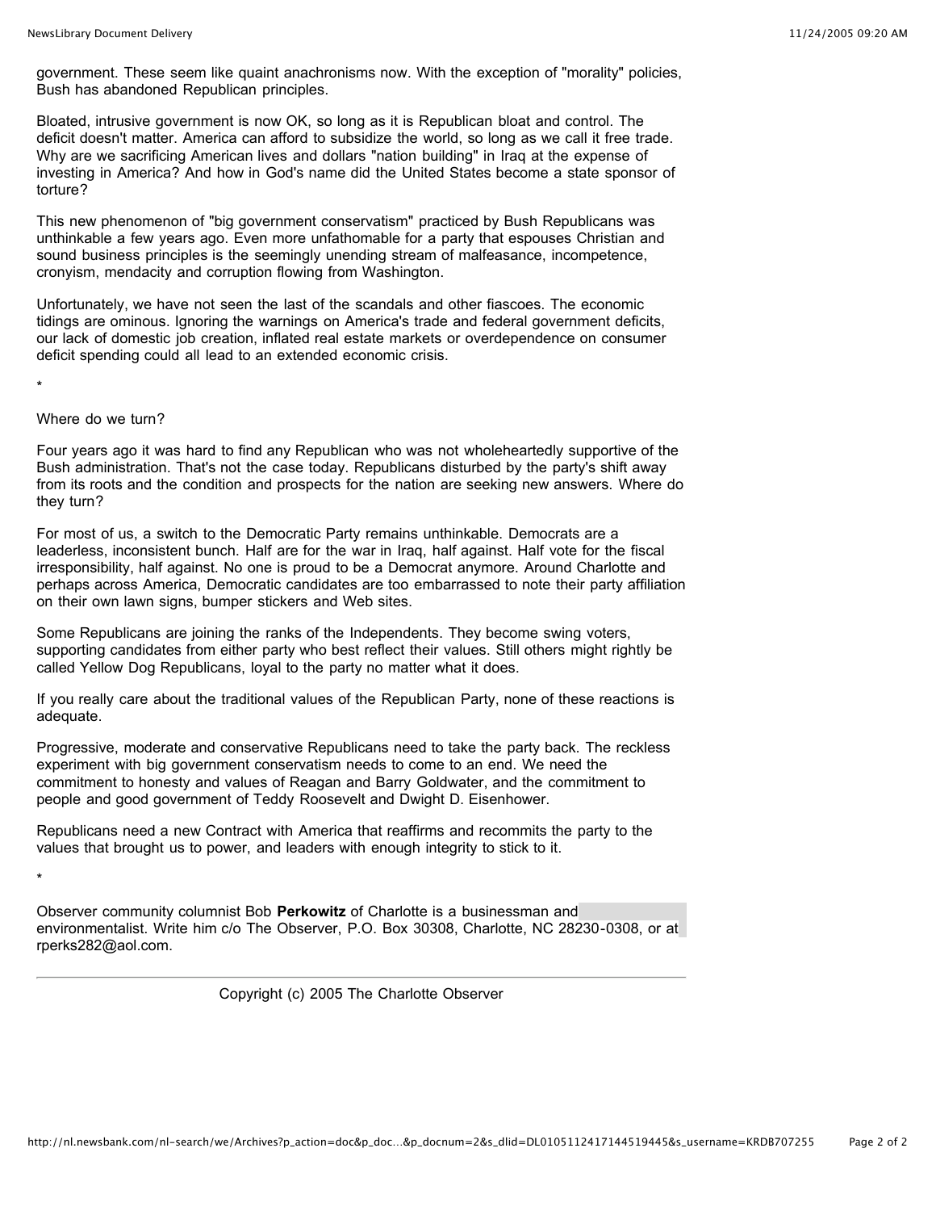government. These seem like quaint anachronisms now. With the exception of "morality" policies, Bush has abandoned Republican principles.

Bloated, intrusive government is now OK, so long as it is Republican bloat and control. The deficit doesn't matter. America can afford to subsidize the world, so long as we call it free trade. Why are we sacrificing American lives and dollars "nation building" in Iraq at the expense of investing in America? And how in God's name did the United States become a state sponsor of torture?

This new phenomenon of "big government conservatism" practiced by Bush Republicans was unthinkable a few years ago. Even more unfathomable for a party that espouses Christian and sound business principles is the seemingly unending stream of malfeasance, incompetence, cronyism, mendacity and corruption flowing from Washington.

Unfortunately, we have not seen the last of the scandals and other fiascoes. The economic tidings are ominous. Ignoring the warnings on America's trade and federal government deficits, our lack of domestic job creation, inflated real estate markets or overdependence on consumer deficit spending could all lead to an extended economic crisis.

*

Where do we turn?

Four years ago it was hard to find any Republican who was not wholeheartedly supportive of the Bush administration. That's not the case today. Republicans disturbed by the party's shift away from its roots and the condition and prospects for the nation are seeking new answers. Where do they turn?

For most of us, a switch to the Democratic Party remains unthinkable. Democrats are a leaderless, inconsistent bunch. Half are for the war in Iraq, half against. Half vote for the fiscal irresponsibility, half against. No one is proud to be a Democrat anymore. Around Charlotte and perhaps across America, Democratic candidates are too embarrassed to note their party affiliation on their own lawn signs, bumper stickers and Web sites.

Some Republicans are joining the ranks of the Independents. They become swing voters, supporting candidates from either party who best reflect their values. Still others might rightly be called Yellow Dog Republicans, loyal to the party no matter what it does.

If you really care about the traditional values of the Republican Party, none of these reactions is adequate.

Progressive, moderate and conservative Republicans need to take the party back. The reckless experiment with big government conservatism needs to come to an end. We need the commitment to honesty and values of Reagan and Barry Goldwater, and the commitment to people and good government of Teddy Roosevelt and Dwight D. Eisenhower.

Republicans need a new Contract with America that reaffirms and recommits the party to the values that brought us to power, and leaders with enough integrity to stick to it.

*

Observer community columnist Bob **Perkowitz** of Charlotte is a businessman and environmentalist. Write him c/o The Observer, P.O. Box 30308, Charlotte, NC 28230-0308, or at rperks282@aol.com.

Copyright (c) 2005 The Charlotte Observer